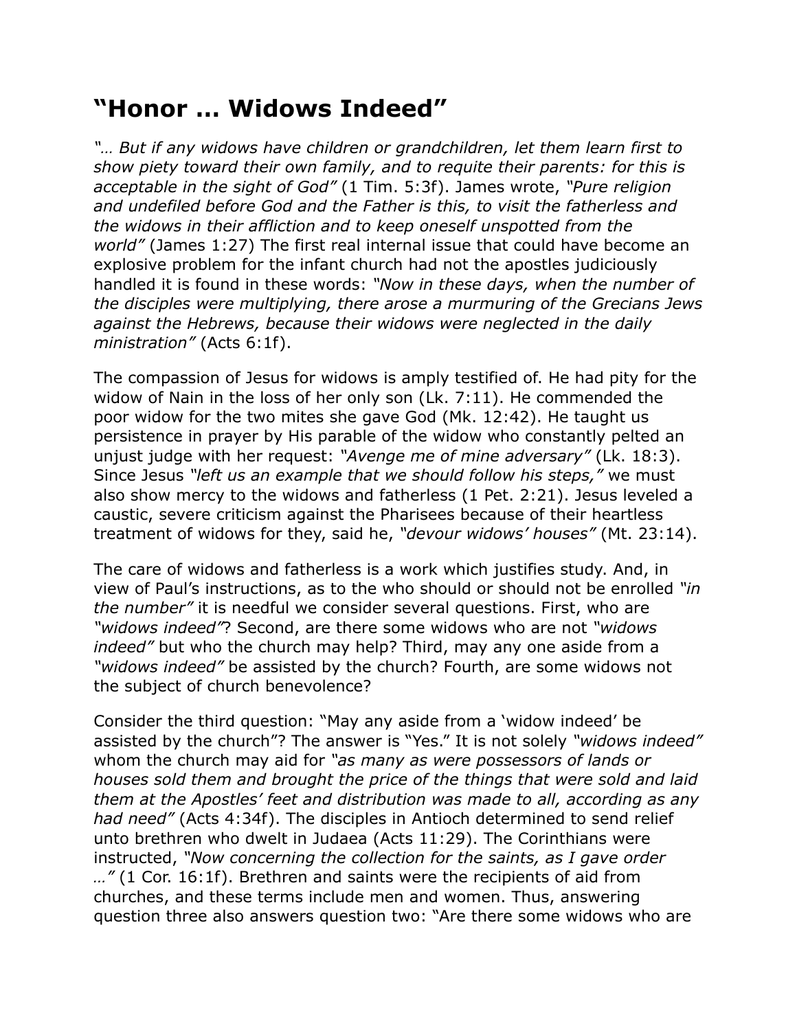# "Honor … Widows Indeed"

*"… But if any widows have children or grandchildren, let them learn first to show piety toward their own family, and to requite their parents: for this is acceptable in the sight of God"* (1 Tim. 5:3f). James wrote, *"Pure religion and undefiled before God and the Father is this, to visit the fatherless and the widows in their affliction and to keep oneself unspotted from the world"* (James 1:27) The first real internal issue that could have become an explosive problem for the infant church had not the apostles judiciously handled it is found in these words: *"Now in these days, when the number of the disciples were multiplying, there arose a murmuring of the Grecians Jews against the Hebrews, because their widows were neglected in the daily ministration"* (Acts 6:1f).

The compassion of Jesus for widows is amply testified of. He had pity for the widow of Nain in the loss of her only son (Lk. 7:11). He commended the poor widow for the two mites she gave God (Mk. 12:42). He taught us persistence in prayer by His parable of the widow who constantly pelted an unjust judge with her request: *"Avenge me of mine adversary"* (Lk. 18:3). Since Jesus *"left us an example that we should follow his steps,"* we must also show mercy to the widows and fatherless (1 Pet. 2:21). Jesus leveled a caustic, severe criticism against the Pharisees because of their heartless treatment of widows for they, said he, *"devour widows' houses"* (Mt. 23:14).

The care of widows and fatherless is a work which justifies study. And, in view of Paul's instructions, as to the who should or should not be enrolled *"in the number"* it is needful we consider several questions. First, who are *"widows indeed"*? Second, are there some widows who are not *"widows indeed"* but who the church may help? Third, may any one aside from a *"widows indeed"* be assisted by the church? Fourth, are some widows not the subject of church benevolence?

Consider the third question: "May any aside from a 'widow indeed' be assisted by the church"? The answer is "Yes." It is not solely *"widows indeed"* whom the church may aid for *"as many as were possessors of lands or houses sold them and brought the price of the things that were sold and laid them at the Apostles' feet and distribution was made to all, according as any had need"* (Acts 4:34f). The disciples in Antioch determined to send relief unto brethren who dwelt in Judaea (Acts 11:29). The Corinthians were instructed, *"Now concerning the collection for the saints, as I gave order …"* (1 Cor. 16:1f). Brethren and saints were the recipients of aid from churches, and these terms include men and women. Thus, answering question three also answers question two: "Are there some widows who are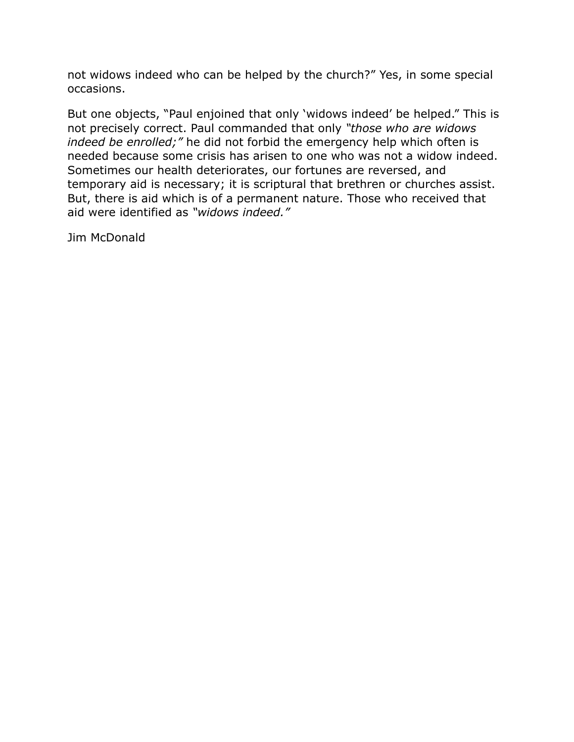not widows indeed who can be helped by the church?" Yes, in some special occasions.

But one objects, "Paul enjoined that only 'widows indeed' be helped." This is not precisely correct. Paul commanded that only *"those who are widows indeed be enrolled;"* he did not forbid the emergency help which often is needed because some crisis has arisen to one who was not a widow indeed. Sometimes our health deteriorates, our fortunes are reversed, and temporary aid is necessary; it is scriptural that brethren or churches assist. But, there is aid which is of a permanent nature. Those who received that aid were identified as *"widows indeed."*

Jim McDonald